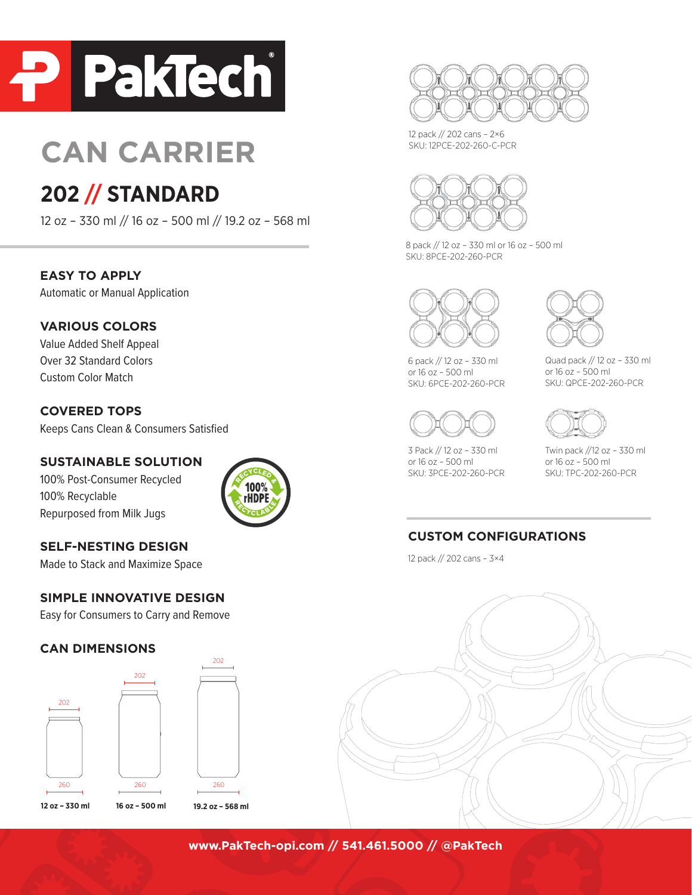# PakTech

# CAN CARRIER

## 202 // STANDARD

12 oz – 330 ml // 16 oz – 500 ml // 19.2 oz – 568 ml

### EASY TO APPLY

Automatic or Manual Application

### VARIOUS COLORS

Value Added Shelf Appeal
Over 32 Standard Colors
Custom Color Match

### COVERED TOPS

Keeps Cans Clean & Consumers Satisfied

### SUSTAINABLE SOLUTION

100% Post-Consumer Recycled
100% Recyclable
Repurposed from Milk Jugs

RECYCLED & 100% rHDPE RECYCLABLE

### SELF-NESTING DESIGN

Made to Stack and Maximize Space

### SIMPLE INNOVATIVE DESIGN

Easy for Consumers to Carry and Remove

### CAN DIMENSIONS

| 12 oz – 330 ml | 16 oz – 500 ml | 19.2 oz – 568 ml |
|---|---|---|
| 202 / 260 | 202 / 260 | 202 / 260 |

12 pack // 202 cans – 2×6
SKU: 12PCE-202-260-C-PCR

8 pack // 12 oz – 330 ml or 16 oz – 500 ml
SKU: 8PCE-202-260-PCR

6 pack // 12 oz – 330 ml or 16 oz – 500 ml
SKU: 6PCE-202-260-PCR

Quad pack // 12 oz – 330 ml or 16 oz – 500 ml
SKU: QPCE-202-260-PCR

3 Pack // 12 oz – 330 ml or 16 oz – 500 ml
SKU: 3PCE-202-260-PCR

Twin pack //12 oz – 330 ml or 16 oz – 500 ml
SKU: TPC-202-260-PCR

### CUSTOM CONFIGURATIONS

12 pack // 202 cans – 3×4

www.PakTech-opi.com // 541.461.5000 // @PakTech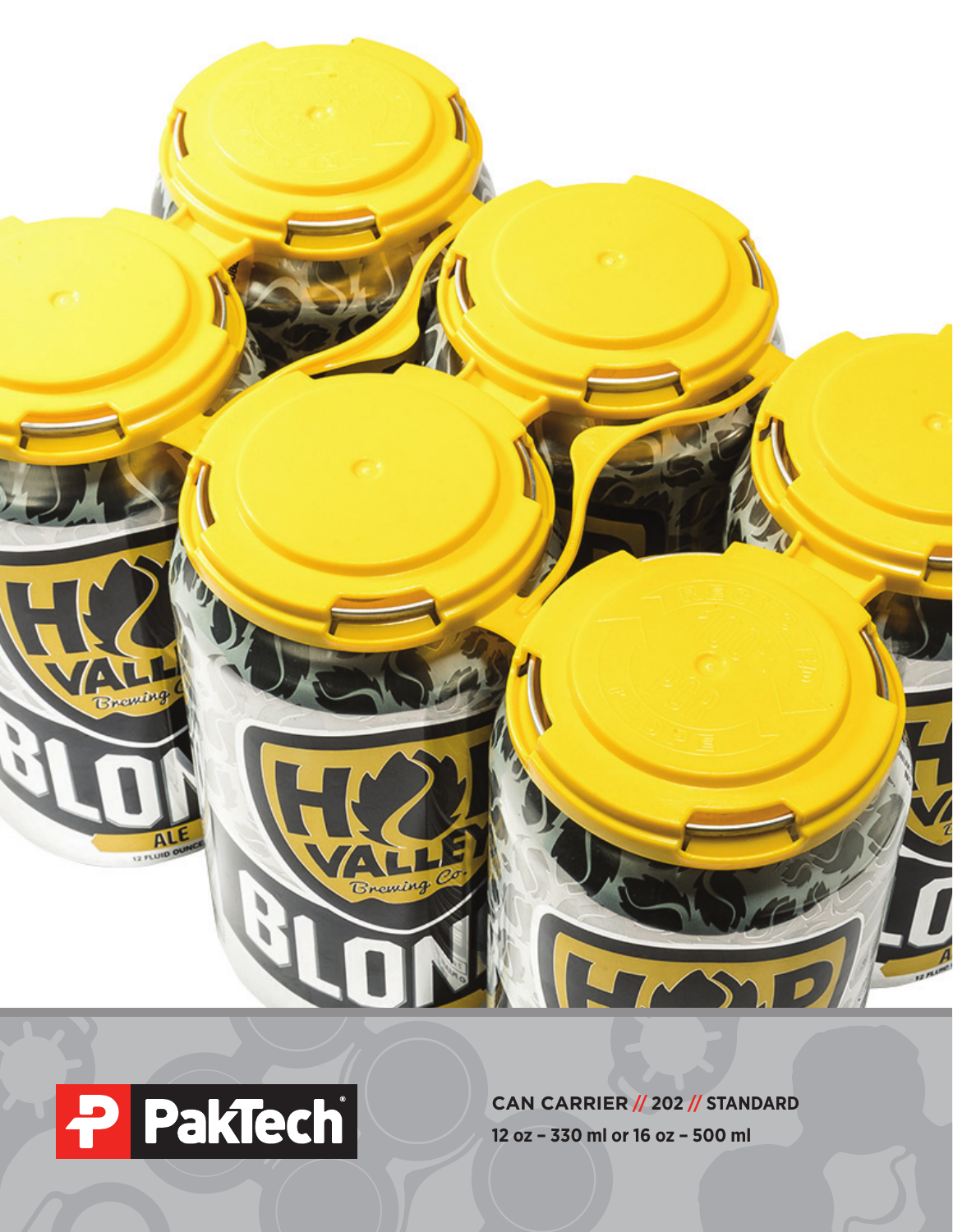PakTech

**CAN CARRIER // 202 // STANDARD**

**12 oz – 330 ml or 16 oz – 500 ml**